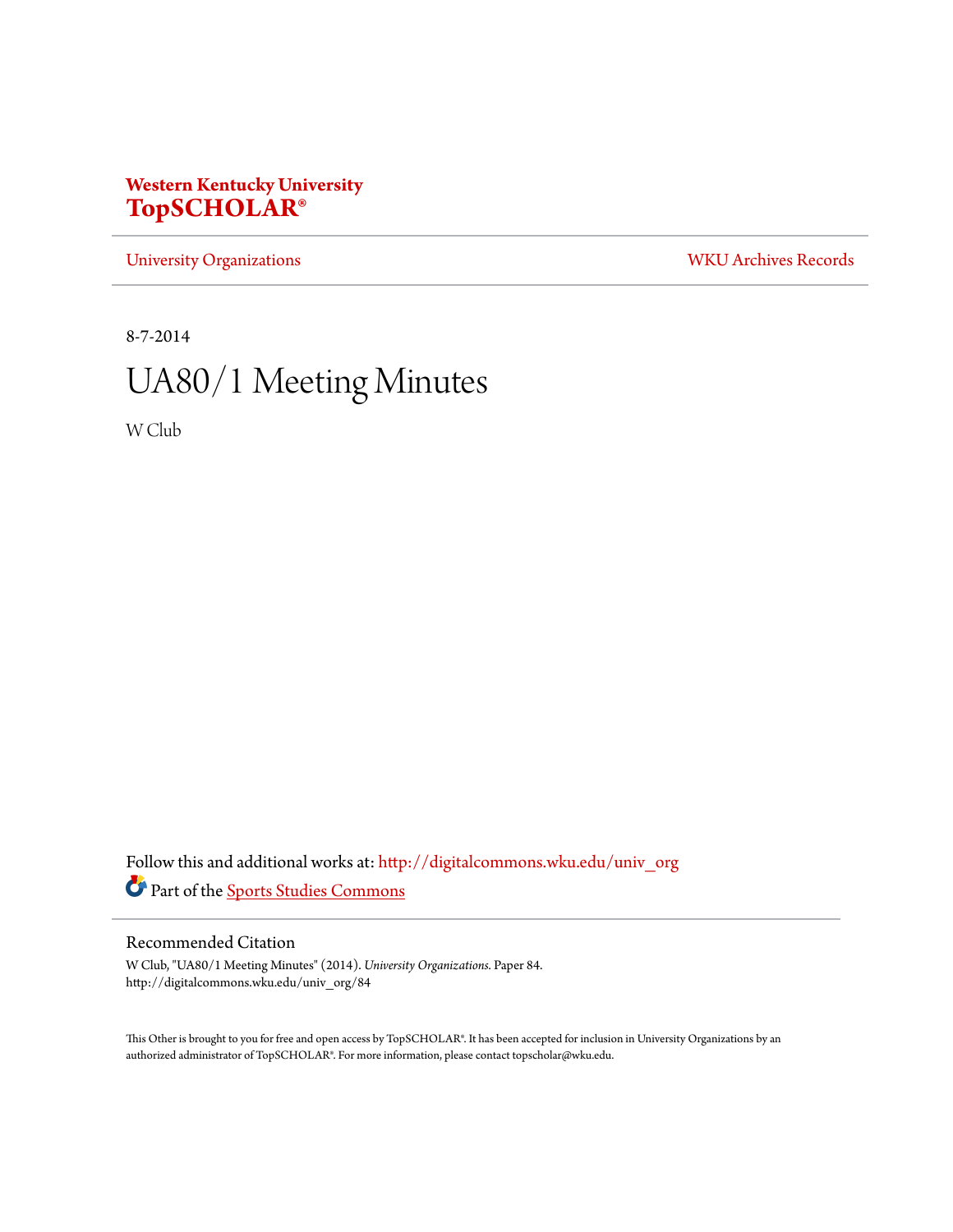**Western Kentucky University**
**TopSCHOLAR®**

University Organizations | WKU Archives Records

8-7-2014

# UA80/1 Meeting Minutes

W Club

Follow this and additional works at: http://digitalcommons.wku.edu/univ_org

Part of the Sports Studies Commons

## Recommended Citation

W Club, "UA80/1 Meeting Minutes" (2014). *University Organizations.* Paper 84.
http://digitalcommons.wku.edu/univ_org/84

This Other is brought to you for free and open access by TopSCHOLAR®. It has been accepted for inclusion in University Organizations by an authorized administrator of TopSCHOLAR®. For more information, please contact topscholar@wku.edu.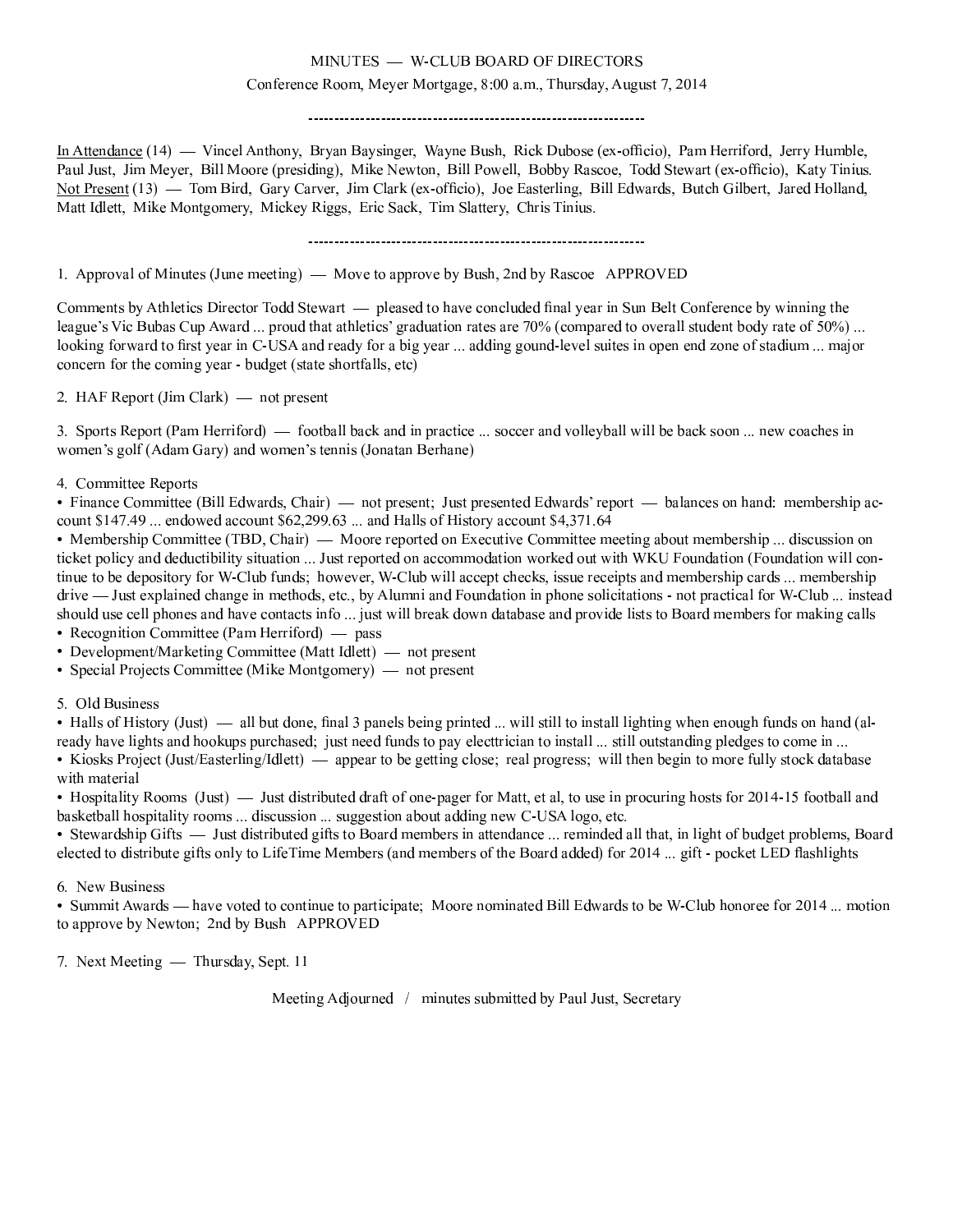MINUTES — W-CLUB BOARD OF DIRECTORS

Conference Room, Meyer Mortgage, 8:00 a.m., Thursday, August 7, 2014

---

In Attendance (14) — Vincel Anthony, Bryan Baysinger, Wayne Bush, Rick Dubose (ex-officio), Pam Herriford, Jerry Humble, Paul Just, Jim Meyer, Bill Moore (presiding), Mike Newton, Bill Powell, Bobby Rascoe, Todd Stewart (ex-officio), Katy Tinius.
Not Present (13) — Tom Bird, Gary Carver, Jim Clark (ex-officio), Joe Easterling, Bill Edwards, Butch Gilbert, Jared Holland, Matt Idlett, Mike Montgomery, Mickey Riggs, Eric Sack, Tim Slattery, Chris Tinius.

---

1. Approval of Minutes (June meeting) — Move to approve by Bush, 2nd by Rascoe APPROVED

Comments by Athletics Director Todd Stewart — pleased to have concluded final year in Sun Belt Conference by winning the league's Vic Bubas Cup Award ... proud that athletics' graduation rates are 70% (compared to overall student body rate of 50%) ... looking forward to first year in C-USA and ready for a big year ... adding gound-level suites in open end zone of stadium ... major concern for the coming year - budget (state shortfalls, etc)

2. HAF Report (Jim Clark) — not present

3. Sports Report (Pam Herriford) — football back and in practice ... soccer and volleyball will be back soon ... new coaches in women's golf (Adam Gary) and women's tennis (Jonatan Berhane)

4. Committee Reports

- Finance Committee (Bill Edwards, Chair) — not present; Just presented Edwards' report — balances on hand: membership account $147.49 ... endowed account $62,299.63 ... and Halls of History account $4,371.64
- Membership Committee (TBD, Chair) — Moore reported on Executive Committee meeting about membership ... discussion on ticket policy and deductibility situation ... Just reported on accommodation worked out with WKU Foundation (Foundation will continue to be depository for W-Club funds; however, W-Club will accept checks, issue receipts and membership cards ... membership drive — Just explained change in methods, etc., by Alumni and Foundation in phone solicitations - not practical for W-Club ... instead should use cell phones and have contacts info ... just will break down database and provide lists to Board members for making calls
- Recognition Committee (Pam Herriford) — pass
- Development/Marketing Committee (Matt Idlett) — not present
- Special Projects Committee (Mike Montgomery) — not present

5. Old Business

- Halls of History (Just) — all but done, final 3 panels being printed ... will still to install lighting when enough funds on hand (already have lights and hookups purchased; just need funds to pay electtrician to install ... still outstanding pledges to come in ...
- Kiosks Project (Just/Easterling/Idlett) — appear to be getting close; real progress; will then begin to more fully stock database with material
- Hospitality Rooms (Just) — Just distributed draft of one-pager for Matt, et al, to use in procuring hosts for 2014-15 football and basketball hospitality rooms ... discussion ... suggestion about adding new C-USA logo, etc.
- Stewardship Gifts — Just distributed gifts to Board members in attendance ... reminded all that, in light of budget problems, Board elected to distribute gifts only to LifeTime Members (and members of the Board added) for 2014 ... gift - pocket LED flashlights

6. New Business

- Summit Awards — have voted to continue to participate; Moore nominated Bill Edwards to be W-Club honoree for 2014 ... motion to approve by Newton; 2nd by Bush APPROVED

7. Next Meeting — Thursday, Sept. 11

Meeting Adjourned / minutes submitted by Paul Just, Secretary